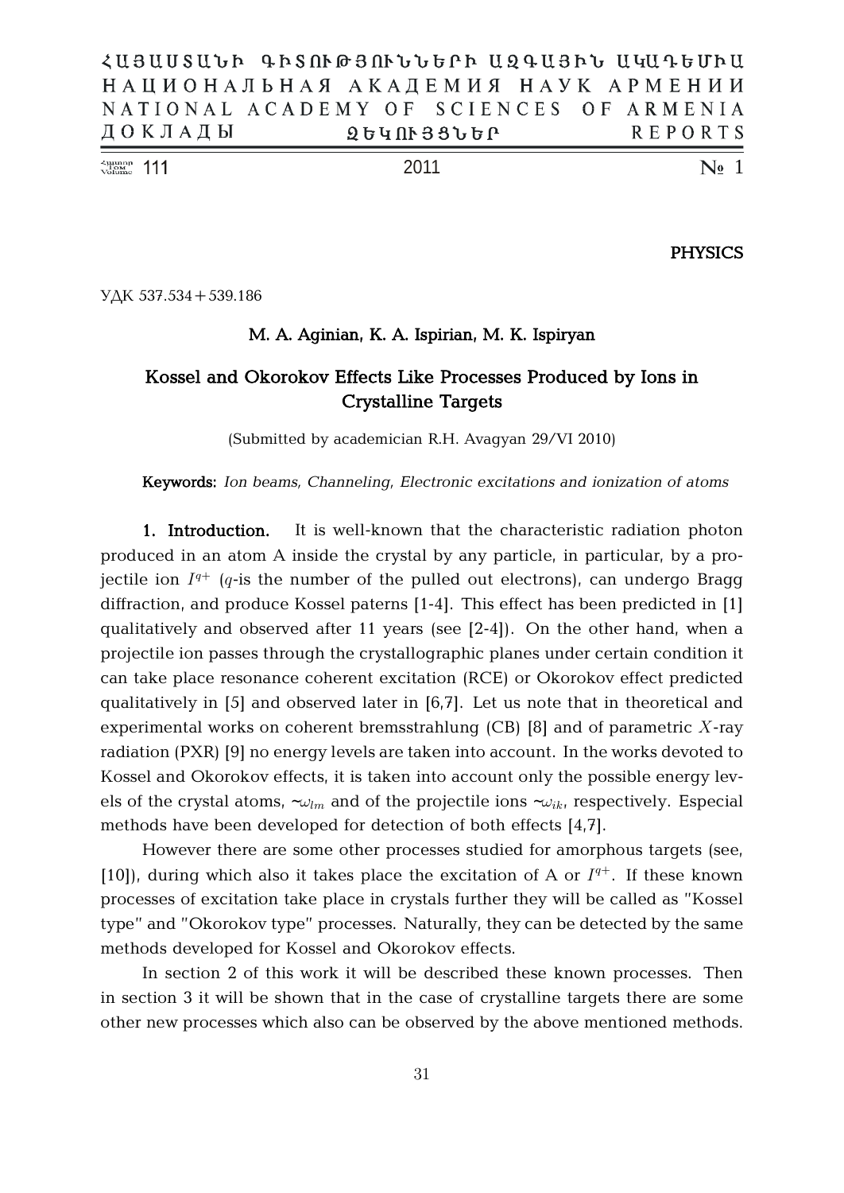ՀԱՅԱՍՏԱՆԻ ԳԻՏՈՒԹՅՈՒՆՆԵՐԻ ԱԶԳԱՅԻՆ ԱԿԱԴԵՄԻԱ
НАЦИОНАЛЬНАЯ АКАДЕМИЯ НАУК АРМЕНИИ
NATIONAL ACADEMY OF SCIENCES OF ARMENIA
ДОКЛАДЫ ԶԵԿՈՒՅՑՆԵՐ REPORTS

Volume 111 2011 № 1

**PHYSICS**

УДК 537.534+539.186

**M. A. Aginian, K. A. Ispirian, M. K. Ispiryan**

# Kossel and Okorokov Effects Like Processes Produced by Ions in Crystalline Targets

(Submitted by academician R.H. Avagyan 29/VI 2010)

**Keywords:** *Ion beams, Channeling, Electronic excitations and ionization of atoms*

**1. Introduction.** It is well-known that the characteristic radiation photon produced in an atom A inside the crystal by any particle, in particular, by a projectile ion $I^{q+}$ ($q$-is the number of the pulled out electrons), can undergo Bragg diffraction, and produce Kossel paterns [1-4]. This effect has been predicted in [1] qualitatively and observed after 11 years (see [2-4]). On the other hand, when a projectile ion passes through the crystallographic planes under certain condition it can take place resonance coherent excitation (RCE) or Okorokov effect predicted qualitatively in [5] and observed later in [6,7]. Let us note that in theoretical and experimental works on coherent bremsstrahlung (CB) [8] and of parametric $X$-ray radiation (PXR) [9] no energy levels are taken into account. In the works devoted to Kossel and Okorokov effects, it is taken into account only the possible energy levels of the crystal atoms, $\sim\omega_{lm}$ and of the projectile ions $\sim\omega_{ik}$, respectively. Especial methods have been developed for detection of both effects [4,7].

However there are some other processes studied for amorphous targets (see, [10]), during which also it takes place the excitation of A or $I^{q+}$. If these known processes of excitation take place in crystals further they will be called as "Kossel type" and "Okorokov type" processes. Naturally, they can be detected by the same methods developed for Kossel and Okorokov effects.

In section 2 of this work it will be described these known processes. Then in section 3 it will be shown that in the case of crystalline targets there are some other new processes which also can be observed by the above mentioned methods.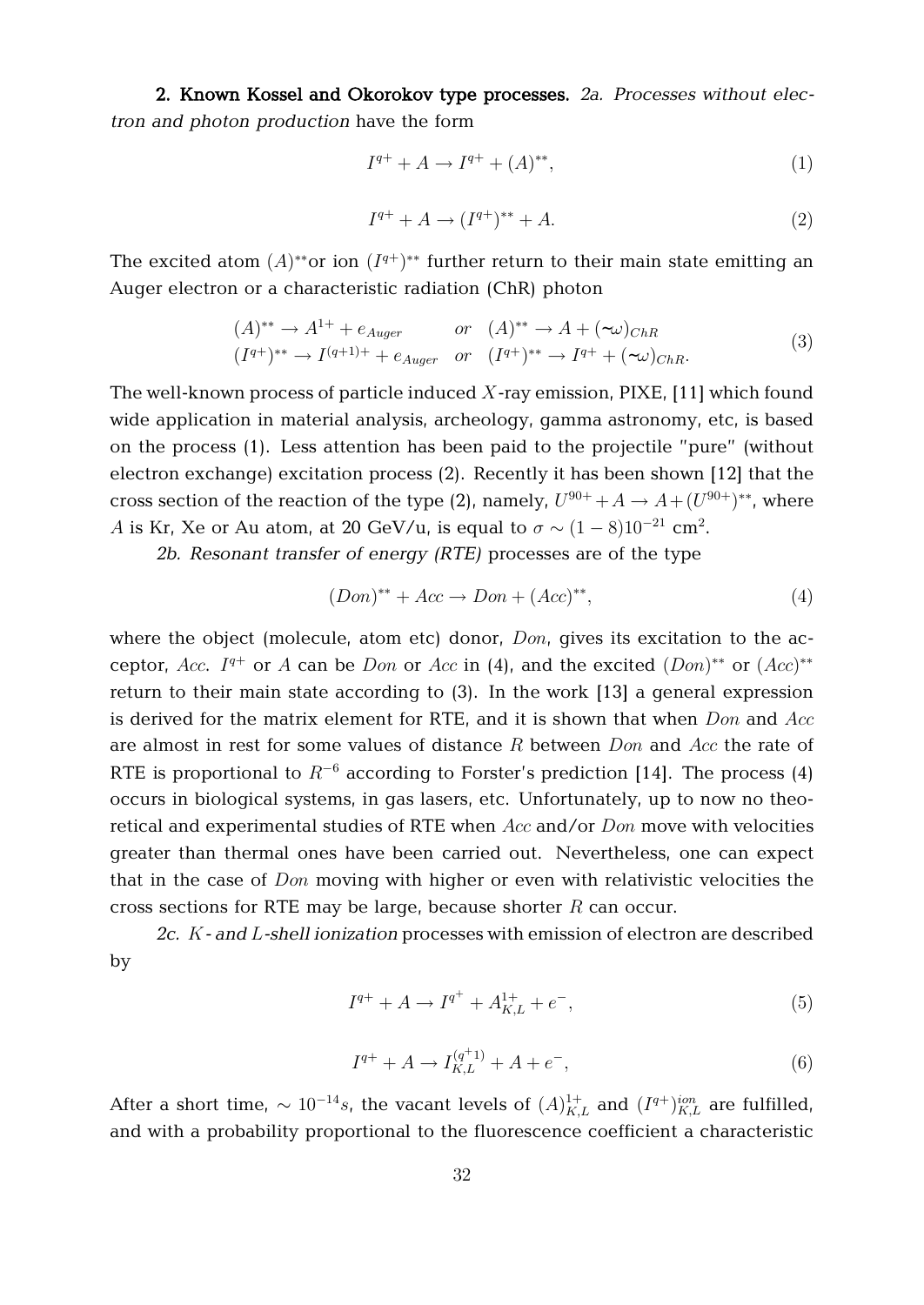**2. Known Kossel and Okorokov type processes.** *2a. Processes without electron and photon production* have the form

$$I^{q+} + A \rightarrow I^{q+} + (A)^{**}, \tag{1}$$

$$I^{q+} + A \rightarrow (I^{q+})^{**} + A. \tag{2}$$

The excited atom $(A)^{**}$or ion $(I^{q+})^{**}$ further return to their main state emitting an Auger electron or a characteristic radiation (ChR) photon

$$\begin{array}{ll} (A)^{**} \rightarrow A^{1+} + e_{Auger} & or \quad (A)^{**} \rightarrow A + (\hbar\omega)_{ChR} \\ (I^{q+})^{**} \rightarrow I^{(q+1)+} + e_{Auger} & or \quad (I^{q+})^{**} \rightarrow I^{q+} + (\hbar\omega)_{ChR}. \end{array} \tag{3}$$

The well-known process of particle induced $X$-ray emission, PIXE, [11] which found wide application in material analysis, archeology, gamma astronomy, etc, is based on the process (1). Less attention has been paid to the projectile "pure" (without electron exchange) excitation process (2). Recently it has been shown [12] that the cross section of the reaction of the type (2), namely, $U^{90+} + A \rightarrow A + (U^{90+})^{**}$, where $A$ is Kr, Xe or Au atom, at 20 GeV/u, is equal to $\sigma \sim (1-8)10^{-21}$ cm$^2$.

*2b. Resonant transfer of energy (RTE)* processes are of the type

$$(Don)^{**} + Acc \rightarrow Don + (Acc)^{**}, \tag{4}$$

where the object (molecule, atom etc) donor, $Don$, gives its excitation to the acceptor, $Acc$. $I^{q+}$ or $A$ can be $Don$ or $Acc$ in (4), and the excited $(Don)^{**}$ or $(Acc)^{**}$ return to their main state according to (3). In the work [13] a general expression is derived for the matrix element for RTE, and it is shown that when $Don$ and $Acc$ are almost in rest for some values of distance $R$ between $Don$ and $Acc$ the rate of RTE is proportional to $R^{-6}$ according to Forster's prediction [14]. The process (4) occurs in biological systems, in gas lasers, etc. Unfortunately, up to now no theoretical and experimental studies of RTE when $Acc$ and/or $Don$ move with velocities greater than thermal ones have been carried out. Nevertheless, one can expect that in the case of $Don$ moving with higher or even with relativistic velocities the cross sections for RTE may be large, because shorter $R$ can occur.

*2c. $K$- and $L$-shell ionization* processes with emission of electron are described by

$$I^{q+} + A \rightarrow I^{q^{+}} + A^{1+}_{K,L} + e^{-}, \tag{5}$$

$$I^{q+} + A \rightarrow I^{(q^{+}1)}_{K,L} + A + e^{-}, \tag{6}$$

After a short time, $\sim 10^{-14}s$, the vacant levels of $(A)^{1+}_{K,L}$ and $(I^{q+})^{ion}_{K,L}$ are fulfilled, and with a probability proportional to the fluorescence coefficient a characteristic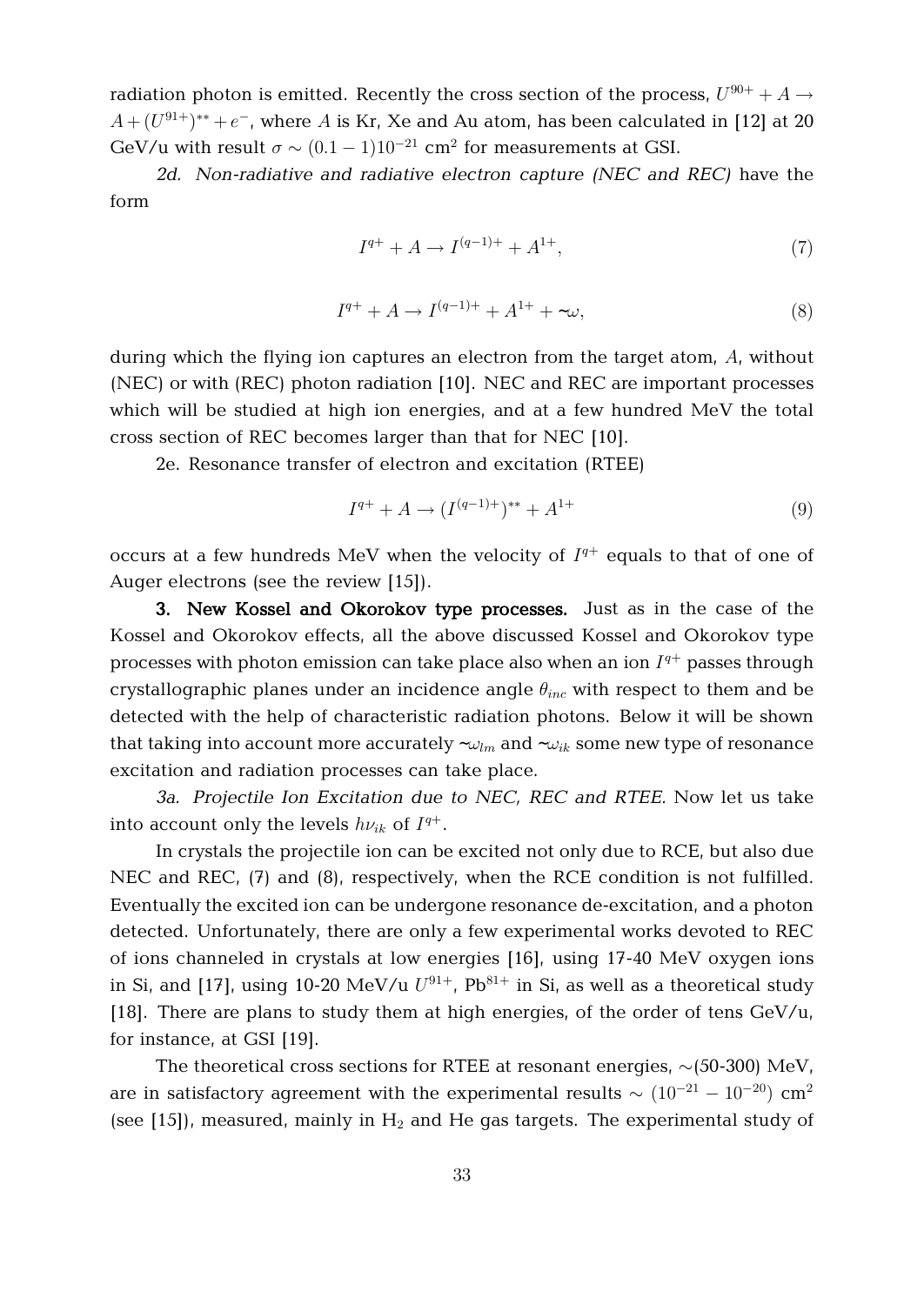radiation photon is emitted. Recently the cross section of the process, $U^{90+} + A \rightarrow A + (U^{91+})^{**} + e^-$, where $A$ is Kr, Xe and Au atom, has been calculated in [12] at 20 GeV/u with result $\sigma \sim (0.1-1)10^{-21}$ cm$^2$ for measurements at GSI.

*2d. Non-radiative and radiative electron capture (NEC and REC)* have the form

$$I^{q+} + A \rightarrow I^{(q-1)+} + A^{1+}, \tag{7}$$

$$I^{q+} + A \rightarrow I^{(q-1)+} + A^{1+} + \hbar\omega, \tag{8}$$

during which the flying ion captures an electron from the target atom, $A$, without (NEC) or with (REC) photon radiation [10]. NEC and REC are important processes which will be studied at high ion energies, and at a few hundred MeV the total cross section of REC becomes larger than that for NEC [10].

2e. Resonance transfer of electron and excitation (RTEE)

$$I^{q+} + A \rightarrow (I^{(q-1)+})^{**} + A^{1+} \tag{9}$$

occurs at a few hundreds MeV when the velocity of $I^{q+}$ equals to that of one of Auger electrons (see the review [15]).

**3. New Kossel and Okorokov type processes.** Just as in the case of the Kossel and Okorokov effects, all the above discussed Kossel and Okorokov type processes with photon emission can take place also when an ion $I^{q+}$ passes through crystallographic planes under an incidence angle $\theta_{inc}$ with respect to them and be detected with the help of characteristic radiation photons. Below it will be shown that taking into account more accurately $\hbar\omega_{lm}$ and $\hbar\omega_{ik}$ some new type of resonance excitation and radiation processes can take place.

*3a. Projectile Ion Excitation due to NEC, REC and RTEE.* Now let us take into account only the levels $h\nu_{ik}$ of $I^{q+}$.

In crystals the projectile ion can be excited not only due to RCE, but also due NEC and REC, (7) and (8), respectively, when the RCE condition is not fulfilled. Eventually the excited ion can be undergone resonance de-excitation, and a photon detected. Unfortunately, there are only a few experimental works devoted to REC of ions channeled in crystals at low energies [16], using 17-40 MeV oxygen ions in Si, and [17], using 10-20 MeV/u $U^{91+}$, $Pb^{81+}$ in Si, as well as a theoretical study [18]. There are plans to study them at high energies, of the order of tens GeV/u, for instance, at GSI [19].

The theoretical cross sections for RTEE at resonant energies, ~(50-300) MeV, are in satisfactory agreement with the experimental results $\sim (10^{-21} - 10^{-20})$ cm$^2$ (see [15]), measured, mainly in $H_2$ and He gas targets. The experimental study of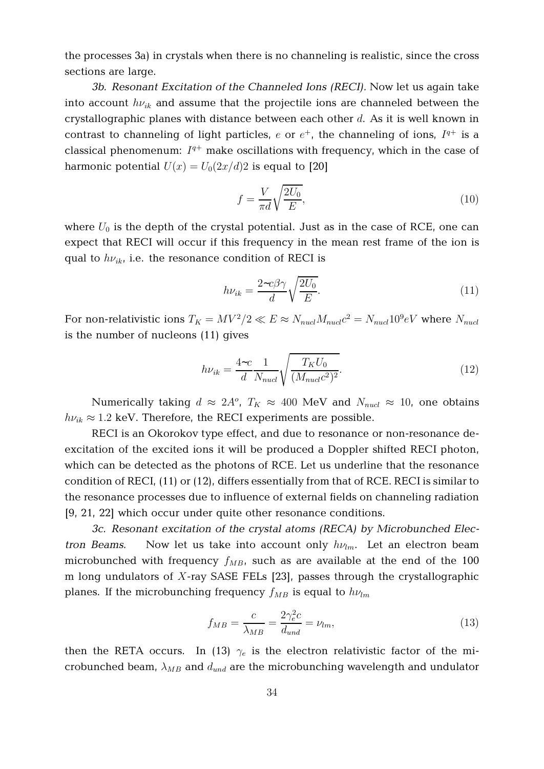the processes 3a) in crystals when there is no channeling is realistic, since the cross sections are large.

*3b. Resonant Excitation of the Channeled Ions (RECI).* Now let us again take into account $h\nu_{ik}$ and assume that the projectile ions are channeled between the crystallographic planes with distance between each other $d$. As it is well known in contrast to channeling of light particles, $e$ or $e^+$, the channeling of ions, $I^{q+}$ is a classical phenomenum: $I^{q+}$ make oscillations with frequency, which in the case of harmonic potential $U(x) = U_0(2x/d)2$ is equal to [20]

$$f = \frac{V}{\pi d}\sqrt{\frac{2U_0}{E}}, \tag{10}$$

where $U_0$ is the depth of the crystal potential. Just as in the case of RCE, one can expect that RECI will occur if this frequency in the mean rest frame of the ion is qual to $h\nu_{ik}$, i.e. the resonance condition of RECI is

$$h\nu_{ik} = \frac{2\hbar c\beta\gamma}{d}\sqrt{\frac{2U_0}{E}}. \tag{11}$$

For non-relativistic ions $T_K = MV^2/2 \ll E \approx N_{nucl}M_{nucl}c^2 = N_{nucl}10^9 eV$ where $N_{nucl}$ is the number of nucleons (11) gives

$$h\nu_{ik} = \frac{4\hbar c}{d}\frac{1}{N_{nucl}}\sqrt{\frac{T_K U_0}{(M_{nucl}c^2)^2}}. \tag{12}$$

Numerically taking $d \approx 2A^o$, $T_K \approx 400$ MeV and $N_{nucl} \approx 10$, one obtains $h\nu_{ik} \approx 1.2$ keV. Therefore, the RECI experiments are possible.

RECI is an Okorokov type effect, and due to resonance or non-resonance de-excitation of the excited ions it will be produced a Doppler shifted RECI photon, which can be detected as the photons of RCE. Let us underline that the resonance condition of RECI, (11) or (12), differs essentially from that of RCE. RECI is similar to the resonance processes due to influence of external fields on channeling radiation [9, 21, 22] which occur under quite other resonance conditions.

*3c. Resonant excitation of the crystal atoms (RECA) by Microbunched Electron Beams.* Now let us take into account only $h\nu_{lm}$. Let an electron beam microbunched with frequency $f_{MB}$, such as are available at the end of the 100 m long undulators of $X$-ray SASE FELs [23], passes through the crystallographic planes. If the microbunching frequency $f_{MB}$ is equal to $h\nu_{lm}$

$$f_{MB} = \frac{c}{\lambda_{MB}} = \frac{2\gamma_e^2 c}{d_{und}} = \nu_{lm}, \tag{13}$$

then the RETA occurs. In (13) $\gamma_e$ is the electron relativistic factor of the microbunched beam, $\lambda_{MB}$ and $d_{und}$ are the microbunching wavelength and undulator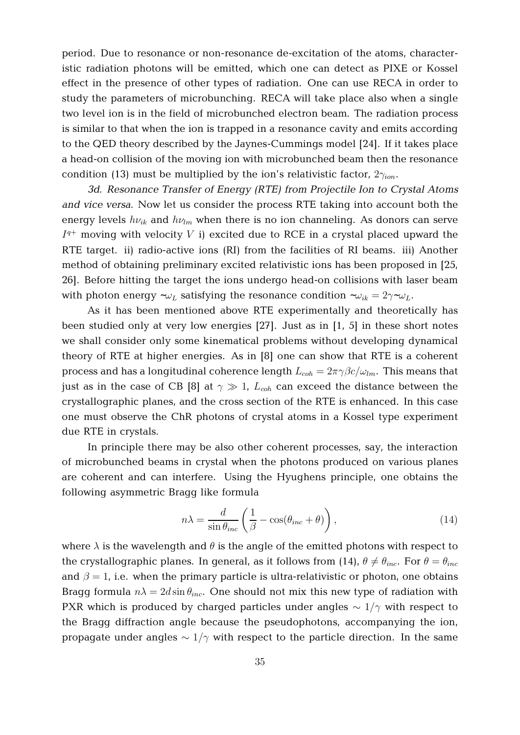period. Due to resonance or non-resonance de-excitation of the atoms, characteristic radiation photons will be emitted, which one can detect as PIXE or Kossel effect in the presence of other types of radiation. One can use RECA in order to study the parameters of microbunching. RECA will take place also when a single two level ion is in the field of microbunched electron beam. The radiation process is similar to that when the ion is trapped in a resonance cavity and emits according to the QED theory described by the Jaynes-Cummings model [24]. If it takes place a head-on collision of the moving ion with microbunched beam then the resonance condition (13) must be multiplied by the ion's relativistic factor, $2\gamma_{ion}$.

*3d. Resonance Transfer of Energy (RTE) from Projectile Ion to Crystal Atoms and vice versa.* Now let us consider the process RTE taking into account both the energy levels $h\nu_{ik}$ and $h\nu_{lm}$ when there is no ion channeling. As donors can serve $I^{q+}$ moving with velocity $V$ i) excited due to RCE in a crystal placed upward the RTE target. ii) radio-active ions (RI) from the facilities of RI beams. iii) Another method of obtaining preliminary excited relativistic ions has been proposed in [25, 26]. Before hitting the target the ions undergo head-on collisions with laser beam with photon energy $\hbar\omega_L$ satisfying the resonance condition $\hbar\omega_{ik} = 2\gamma\hbar\omega_L$.

As it has been mentioned above RTE experimentally and theoretically has been studied only at very low energies [27]. Just as in [1, 5] in these short notes we shall consider only some kinematical problems without developing dynamical theory of RTE at higher energies. As in [8] one can show that RTE is a coherent process and has a longitudinal coherence length $L_{coh} = 2\pi\gamma\beta c/\omega_{lm}$. This means that just as in the case of CB [8] at $\gamma \gg 1$, $L_{coh}$ can exceed the distance between the crystallographic planes, and the cross section of the RTE is enhanced. In this case one must observe the ChR photons of crystal atoms in a Kossel type experiment due RTE in crystals.

In principle there may be also other coherent processes, say, the interaction of microbunched beams in crystal when the photons produced on various planes are coherent and can interfere. Using the Hyughens principle, one obtains the following asymmetric Bragg like formula

$$n\lambda = \frac{d}{\sin\theta_{inc}}\left(\frac{1}{\beta} - \cos(\theta_{inc} + \theta)\right), \tag{14}$$

where $\lambda$ is the wavelength and $\theta$ is the angle of the emitted photons with respect to the crystallographic planes. In general, as it follows from (14), $\theta \neq \theta_{inc}$. For $\theta = \theta_{inc}$ and $\beta = 1$, i.e. when the primary particle is ultra-relativistic or photon, one obtains Bragg formula $n\lambda = 2d\sin\theta_{inc}$. One should not mix this new type of radiation with PXR which is produced by charged particles under angles $\sim 1/\gamma$ with respect to the Bragg diffraction angle because the pseudophotons, accompanying the ion, propagate under angles $\sim 1/\gamma$ with respect to the particle direction. In the same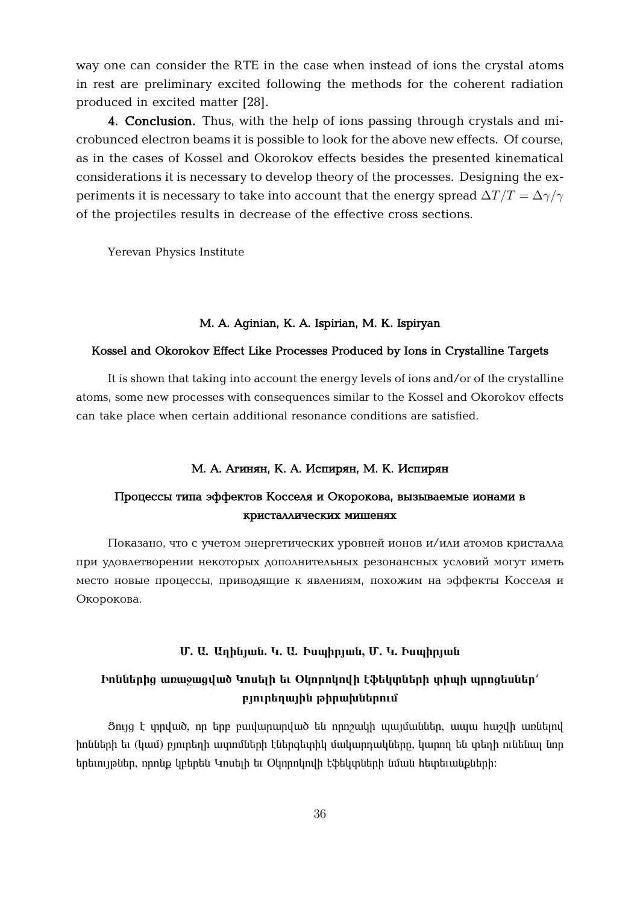way one can consider the RTE in the case when instead of ions the crystal atoms in rest are preliminary excited following the methods for the coherent radiation produced in excited matter [28].

**4. Conclusion.** Thus, with the help of ions passing through crystals and microbunced electron beams it is possible to look for the above new effects. Of course, as in the cases of Kossel and Okorokov effects besides the presented kinematical considerations it is necessary to develop theory of the processes. Designing the experiments it is necessary to take into account that the energy spread $\Delta T/T = \Delta\gamma/\gamma$ of the projectiles results in decrease of the effective cross sections.

Yerevan Physics Institute

**M. A. Aginian, K. A. Ispirian, M. K. Ispiryan**

**Kossel and Okorokov Effect Like Processes Produced by Ions in Crystalline Targets**

It is shown that taking into account the energy levels of ions and/or of the crystalline atoms, some new processes with consequences similar to the Kossel and Okorokov effects can take place when certain additional resonance conditions are satisfied.

**М. А. Агинян, К. А. Испирян, М. К. Испирян**

**Процессы типа эффектов Косселя и Окорокова, вызываемые ионами в кристаллических мишенях**

Показано, что с учетом энергетических уровней ионов и/или атомов кристалла при удовлетворении некоторых дополнительных резонансных условий могут иметь место новые процессы, приводящие к явлениям, похожим на эффекты Косселя и Окорокова.

**Մ. Ա. Աղինյան. Կ. Ա. Իսպիրյան, Մ. Կ. Իսպիրյան**

**Իոններից առաջացված Կոսելի եւ Օկորոկովի էֆեկտների փիպի պրոցեսներ՝ բյուրեղային թիրախներում**

Ցույց է տրված, որ երբ բավարարված են որոշակի պայմաններ, ապա հաշվի առնելով իոնների եւ (կամ) բյուրեղի ատոմների էներգետիկ մակարդակները, կարող են տեղի ունենալ նոր երեւույթներ, որոնք կբերեն Կոսելի եւ Օկորոկովի էֆեկտների նման հետեւանքների: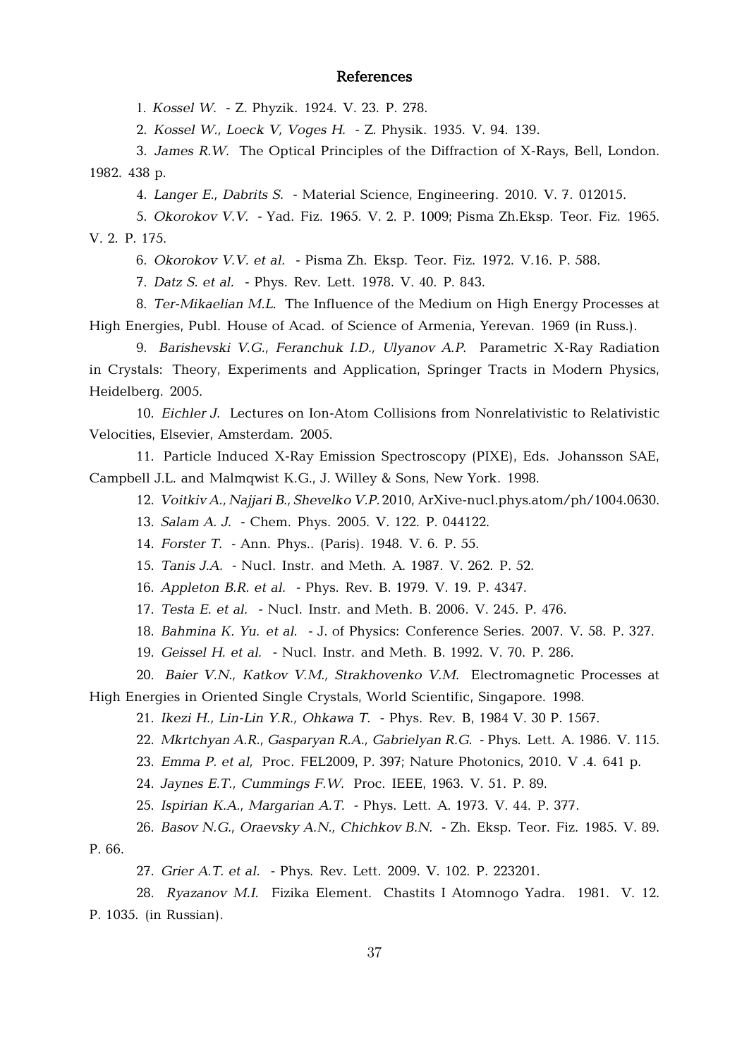## References

1. *Kossel W.* - Z. Phyzik. 1924. V. 23. P. 278.

2. *Kossel W., Loeck V, Voges H.* - Z. Physik. 1935. V. 94. 139.

3. *James R.W.* The Optical Principles of the Diffraction of X-Rays, Bell, London. 1982. 438 p.

4. *Langer E., Dabrits S.* - Material Science, Engineering. 2010. V. 7. 012015.

5. *Okorokov V.V.* - Yad. Fiz. 1965. V. 2. P. 1009; Pisma Zh.Eksp. Teor. Fiz. 1965. V. 2. P. 175.

6. *Okorokov V.V. et al.* - Pisma Zh. Eksp. Teor. Fiz. 1972. V.16. P. 588.

7. *Datz S. et al.* - Phys. Rev. Lett. 1978. V. 40. P. 843.

8. *Ter-Mikaelian M.L.* The Influence of the Medium on High Energy Processes at High Energies, Publ. House of Acad. of Science of Armenia, Yerevan. 1969 (in Russ.).

9. *Barishevski V.G., Feranchuk I.D., Ulyanov A.P.* Parametric X-Ray Radiation in Crystals: Theory, Experiments and Application, Springer Tracts in Modern Physics, Heidelberg. 2005.

10. *Eichler J.* Lectures on Ion-Atom Collisions from Nonrelativistic to Relativistic Velocities, Elsevier, Amsterdam. 2005.

11. Particle Induced X-Ray Emission Spectroscopy (PIXE), Eds. Johansson SAE, Campbell J.L. and Malmqwist K.G., J. Willey & Sons, New York. 1998.

12. *Voitkiv A., Najjari B., Shevelko V.P.* 2010, ArXive-nucl.phys.atom/ph/1004.0630.

13. *Salam A. J.* - Chem. Phys. 2005. V. 122. P. 044122.

14. *Forster T.* - Ann. Phys.. (Paris). 1948. V. 6. P. 55.

15. *Tanis J.A.* - Nucl. Instr. and Meth. A. 1987. V. 262. P. 52.

16. *Appleton B.R. et al.* - Phys. Rev. B. 1979. V. 19. P. 4347.

17. *Testa E. et al.* - Nucl. Instr. and Meth. B. 2006. V. 245. P. 476.

18. *Bahmina K. Yu. et al.* - J. of Physics: Conference Series. 2007. V. 58. P. 327.

19. *Geissel H. et al.* - Nucl. Instr. and Meth. B. 1992. V. 70. P. 286.

20. *Baier V.N., Katkov V.M., Strakhovenko V.M.* Electromagnetic Processes at High Energies in Oriented Single Crystals, World Scientific, Singapore. 1998.

21. *Ikezi H., Lin-Lin Y.R., Ohkawa T.* - Phys. Rev. B, 1984 V. 30 P. 1567.

22. *Mkrtchyan A.R., Gasparyan R.A., Gabrielyan R.G.* - Phys. Lett. A. 1986. V. 115.

23. *Emma P. et al*, Proc. FEL2009, P. 397; Nature Photonics, 2010. V .4. 641 p.

24. *Jaynes E.T., Cummings F.W.* Proc. IEEE, 1963. V. 51. P. 89.

25. *Ispirian K.A., Margarian A.T.* - Phys. Lett. A. 1973. V. 44. P. 377.

26. *Basov N.G., Oraevsky A.N., Chichkov B.N.* - Zh. Eksp. Teor. Fiz. 1985. V. 89. P. 66.

27. *Grier A.T. et al.* - Phys. Rev. Lett. 2009. V. 102. P. 223201.

28. *Ryazanov M.I.* Fizika Element. Chastits I Atomnogo Yadra. 1981. V. 12. P. 1035. (in Russian).